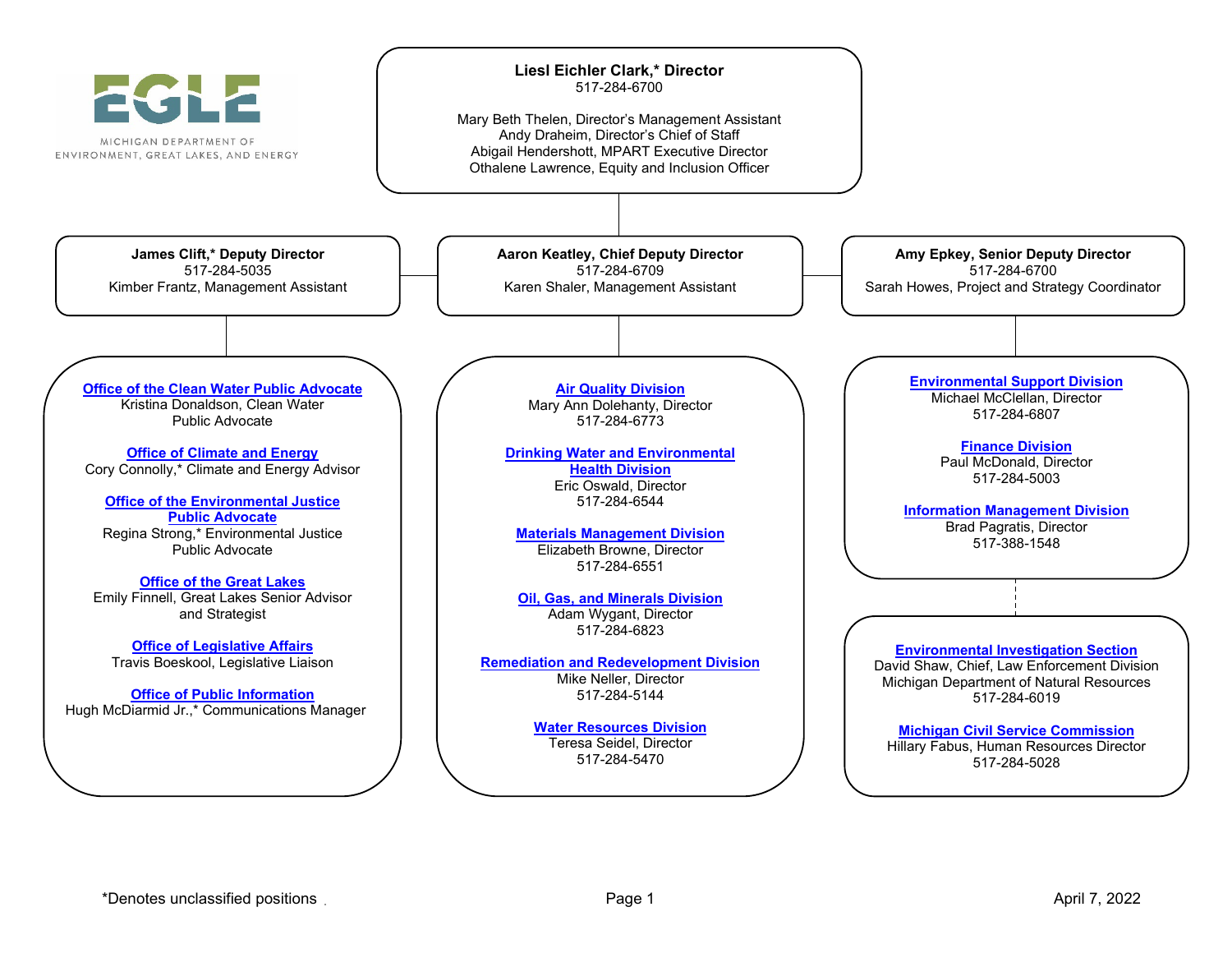EGLE

MICHIGAN DEPARTMENT OF ENVIRONMENT, GREAT LAKES, AND ENERGY

# Liesl Eichler Clark,* Director

517-284-6700

Mary Beth Thelen, Director's Management Assistant
Andy Draheim, Director's Chief of Staff
Abigail Hendershott, MPART Executive Director
Othalene Lawrence, Equity and Inclusion Officer

## James Clift,* Deputy Director

517-284-5035
Kimber Frantz, Management Assistant

**Office of the Clean Water Public Advocate**
Kristina Donaldson, Clean Water Public Advocate

**Office of Climate and Energy**
Cory Connolly,* Climate and Energy Advisor

**Office of the Environmental Justice Public Advocate**
Regina Strong,* Environmental Justice Public Advocate

**Office of the Great Lakes**
Emily Finnell, Great Lakes Senior Advisor and Strategist

**Office of Legislative Affairs**
Travis Boeskool, Legislative Liaison

**Office of Public Information**
Hugh McDiarmid Jr.,* Communications Manager

## Aaron Keatley, Chief Deputy Director

517-284-6709
Karen Shaler, Management Assistant

**Air Quality Division**
Mary Ann Dolehanty, Director
517-284-6773

**Drinking Water and Environmental Health Division**
Eric Oswald, Director
517-284-6544

**Materials Management Division**
Elizabeth Browne, Director
517-284-6551

**Oil, Gas, and Minerals Division**
Adam Wygant, Director
517-284-6823

**Remediation and Redevelopment Division**
Mike Neller, Director
517-284-5144

**Water Resources Division**
Teresa Seidel, Director
517-284-5470

## Amy Epkey, Senior Deputy Director

517-284-6700
Sarah Howes, Project and Strategy Coordinator

**Environmental Support Division**
Michael McClellan, Director
517-284-6807

**Finance Division**
Paul McDonald, Director
517-284-5003

**Information Management Division**
Brad Pagratis, Director
517-388-1548

**Environmental Investigation Section**
David Shaw, Chief, Law Enforcement Division
Michigan Department of Natural Resources
517-284-6019

**Michigan Civil Service Commission**
Hillary Fabus, Human Resources Director
517-284-5028

*Denotes unclassified positions

April 7, 2022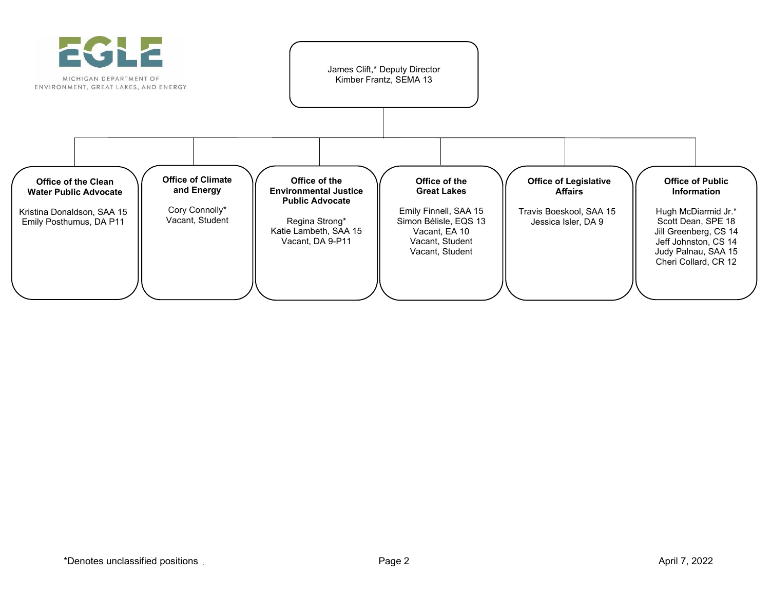MICHIGAN DEPARTMENT OF ENVIRONMENT, GREAT LAKES, AND ENERGY

James Clift,* Deputy Director
Kimber Frantz, SEMA 13

**Office of the Clean Water Public Advocate**

Kristina Donaldson, SAA 15
Emily Posthumus, DA P11

**Office of Climate and Energy**

Cory Connolly*
Vacant, Student

**Office of the Environmental Justice Public Advocate**

Regina Strong*
Katie Lambeth, SAA 15
Vacant, DA 9-P11

**Office of the Great Lakes**

Emily Finnell, SAA 15
Simon Bélisle, EQS 13
Vacant, EA 10
Vacant, Student
Vacant, Student

**Office of Legislative Affairs**

Travis Boeskool, SAA 15
Jessica Isler, DA 9

**Office of Public Information**

Hugh McDiarmid Jr.*
Scott Dean, SPE 18
Jill Greenberg, CS 14
Jeff Johnston, CS 14
Judy Palnau, SAA 15
Cheri Collard, CR 12

*Denotes unclassified positions

April 7, 2022